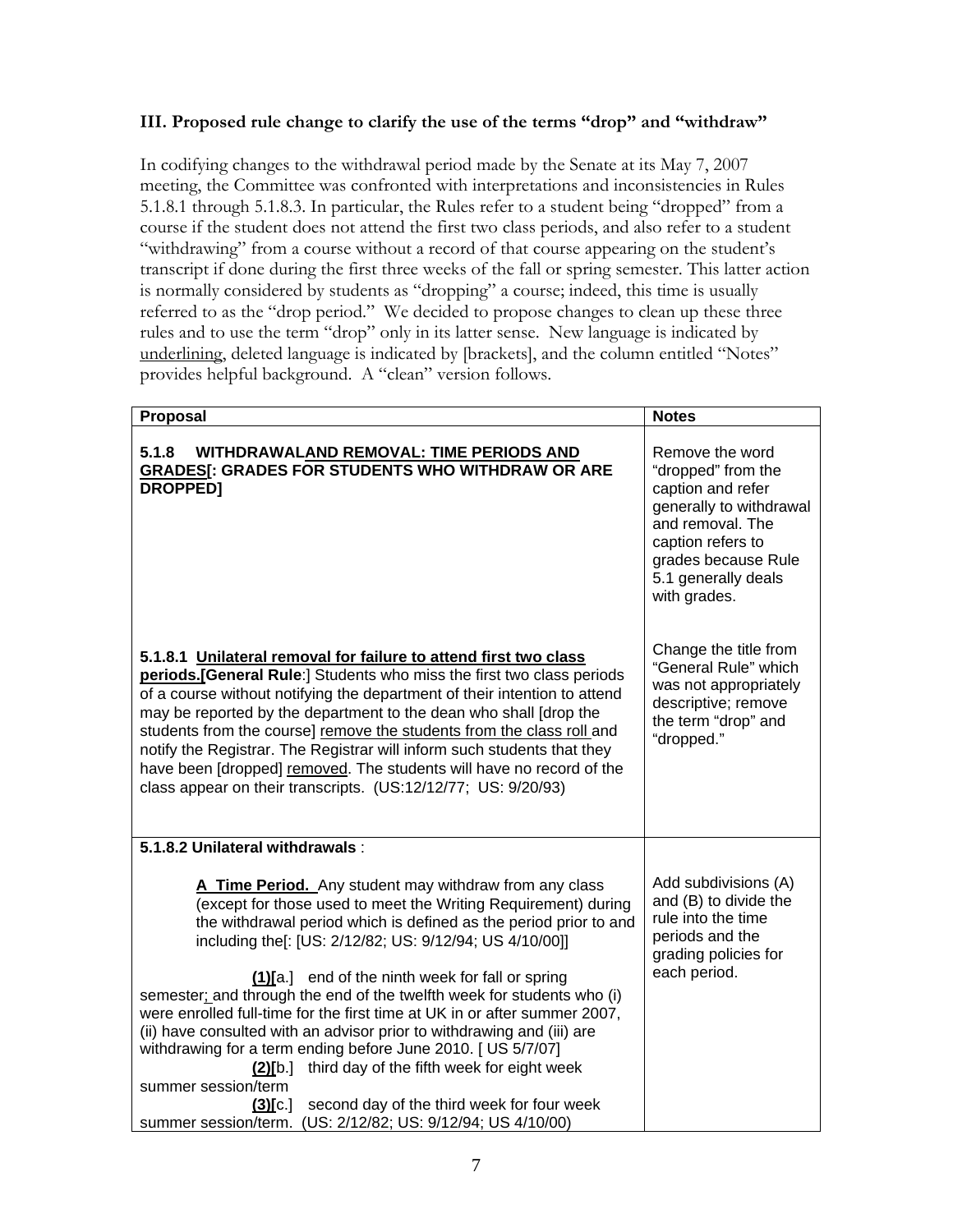### III. Proposed rule change to clarify the use of the terms "drop" and "withdraw"

In codifying changes to the withdrawal period made by the Senate at its May 7, 2007 meeting, the Committee was confronted with interpretations and inconsistencies in Rules 5.1.8.1 through 5.1.8.3. In particular, the Rules refer to a student being "dropped" from a course if the student does not attend the first two class periods, and also refer to a student "withdrawing" from a course without a record of that course appearing on the student's transcript if done during the first three weeks of the fall or spring semester. This latter action is normally considered by students as "dropping" a course; indeed, this time is usually referred to as the "drop period." We decided to propose changes to clean up these three rules and to use the term "drop" only in its latter sense. New language is indicated by <u>underlining</u>, deleted language is indicated by [brackets], and the column entitled "Notes" provides helpful background. A "clean" version follows.

| Proposal | Notes |
|---|---|
| **5.1.8 WITHDRAWAL<u>AND REMOVAL: TIME PERIODS AND GRADES</u>[: GRADES FOR STUDENTS WHO WITHDRAW OR ARE DROPPED]** | Remove the word "dropped" from the caption and refer generally to withdrawal and removal. The caption refers to grades because Rule 5.1 generally deals with grades. |
| **5.1.8.1 <u>Unilateral removal for failure to attend first two class periods.</u>[General Rule:]** Students who miss the first two class periods of a course without notifying the department of their intention to attend may be reported by the department to the dean who shall [drop the students from the course] <u>remove the students from the class roll</u> and notify the Registrar. The Registrar will inform such students that they have been [dropped] <u>removed</u>. The students will have no record of the class appear on their transcripts. (US:12/12/77; US: 9/20/93) | Change the title from "General Rule" which was not appropriately descriptive; remove the term "drop" and "dropped." |
| **5.1.8.2 Unilateral withdrawals** :<br><br>**<u>A Time Period.</u>** Any student may withdraw from any class (except for those used to meet the Writing Requirement) during the withdrawal period which is defined as the period prior to and including the[: [US: 2/12/82; US: 9/12/94; US 4/10/00]]<br><br>**<u>(1)</u>**[a.] end of the ninth week for fall or spring semester<u>;</u> and through the end of the twelfth week for students who (i) were enrolled full-time for the first time at UK in or after summer 2007, (ii) have consulted with an advisor prior to withdrawing and (iii) are withdrawing for a term ending before June 2010. [ US 5/7/07]<br>**<u>(2)</u>**[b.] third day of the fifth week for eight week summer session/term<br>**<u>(3)</u>**[c.] second day of the third week for four week summer session/term. (US: 2/12/82; US: 9/12/94; US 4/10/00) | Add subdivisions (A) and (B) to divide the rule into the time periods and the grading policies for each period. |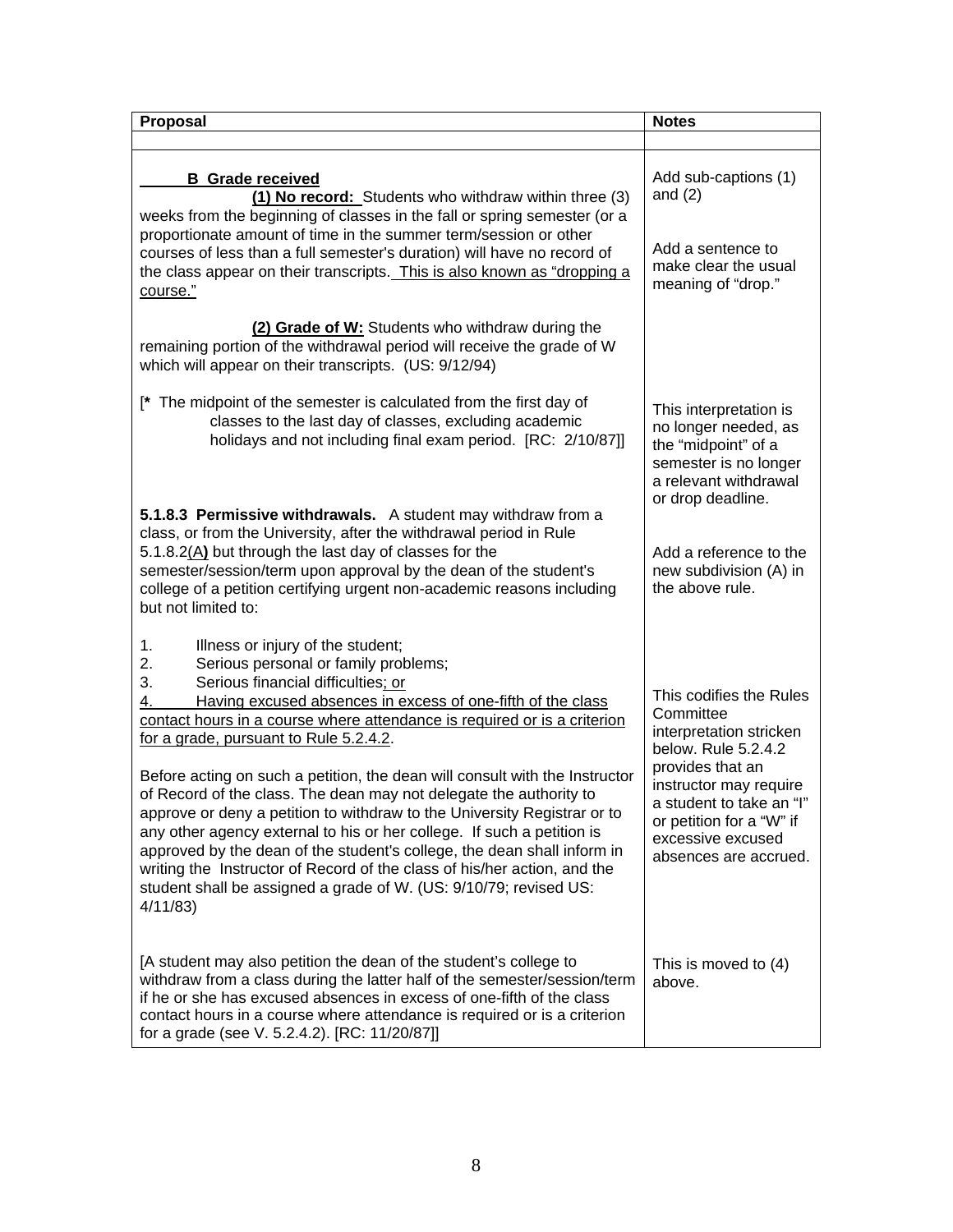| Proposal | Notes |
|---|---|
| | |
| <u>**B Grade received**</u><br>**<u>(1) No record:</u>** Students who withdraw within three (3) weeks from the beginning of classes in the fall or spring semester (or a proportionate amount of time in the summer term/session or other courses of less than a full semester's duration) will have no record of the class appear on their transcripts. <u>This is also known as "dropping a course."</u><br><br>**<u>(2) Grade of W:</u>** Students who withdraw during the remaining portion of the withdrawal period will receive the grade of W which will appear on their transcripts. (US: 9/12/94) | Add sub-captions (1) and (2)<br><br>Add a sentence to make clear the usual meaning of "drop." |
| [**\*** The midpoint of the semester is calculated from the first day of classes to the last day of classes, excluding academic holidays and not including final exam period. [RC: 2/10/87]] | This interpretation is no longer needed, as the "midpoint" of a semester is no longer a relevant withdrawal or drop deadline. |
| **5.1.8.3 Permissive withdrawals.** A student may withdraw from a class, or from the University, after the withdrawal period in Rule 5.1.8.2(<u>A</u>**)** but through the last day of classes for the semester/session/term upon approval by the dean of the student's college of a petition certifying urgent non-academic reasons including but not limited to:<br><br>1. Illness or injury of the student;<br>2. Serious personal or family problems;<br>3. Serious financial difficulties<u>; or</u><br><u>4. Having excused absences in excess of one-fifth of the class contact hours in a course where attendance is required or is a criterion for a grade, pursuant to Rule 5.2.4.2</u>.<br><br>Before acting on such a petition, the dean will consult with the Instructor of Record of the class. The dean may not delegate the authority to approve or deny a petition to withdraw to the University Registrar or to any other agency external to his or her college. If such a petition is approved by the dean of the student's college, the dean shall inform in writing the Instructor of Record of the class of his/her action, and the student shall be assigned a grade of W. (US: 9/10/79; revised US: 4/11/83) | Add a reference to the new subdivision (A) in the above rule.<br><br>This codifies the Rules Committee interpretation stricken below. Rule 5.2.4.2 provides that an instructor may require a student to take an "I" or petition for a "W" if excessive excused absences are accrued. |
| [A student may also petition the dean of the student's college to withdraw from a class during the latter half of the semester/session/term if he or she has excused absences in excess of one-fifth of the class contact hours in a course where attendance is required or is a criterion for a grade (see V. 5.2.4.2). [RC: 11/20/87]] | This is moved to (4) above. |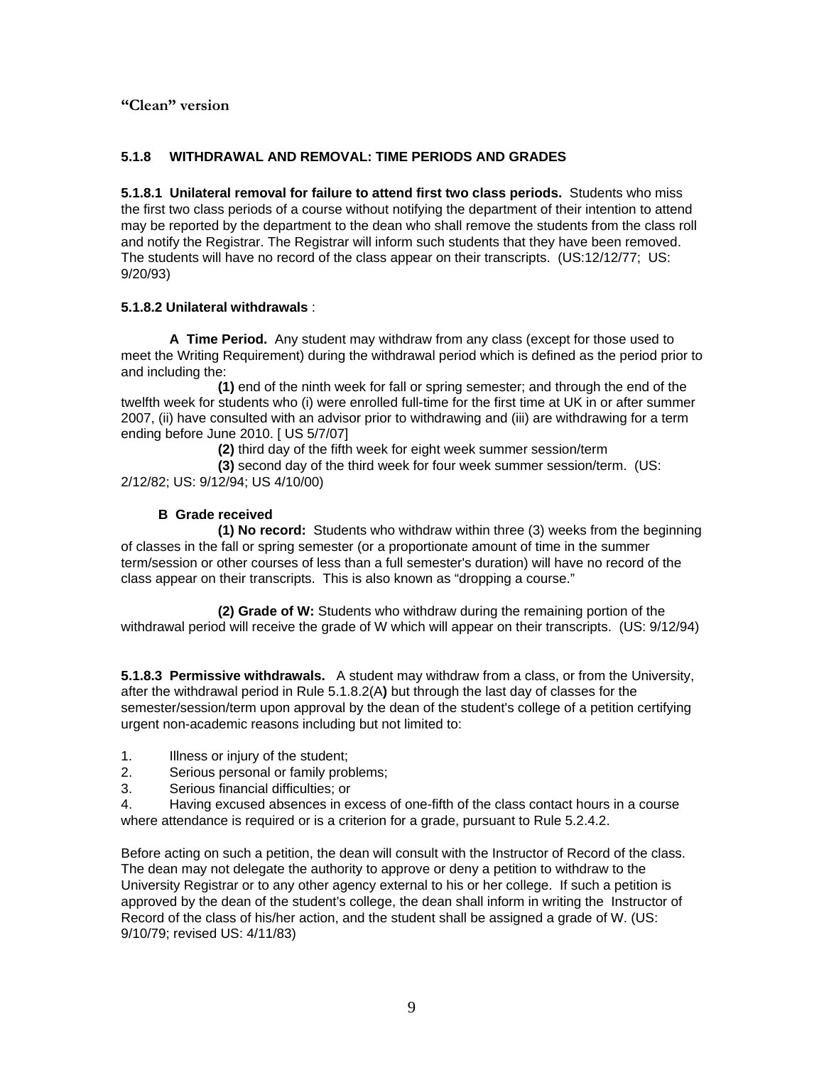**"Clean" version**

**5.1.8 WITHDRAWAL AND REMOVAL: TIME PERIODS AND GRADES**

**5.1.8.1 Unilateral removal for failure to attend first two class periods.** Students who miss the first two class periods of a course without notifying the department of their intention to attend may be reported by the department to the dean who shall remove the students from the class roll and notify the Registrar. The Registrar will inform such students that they have been removed. The students will have no record of the class appear on their transcripts. (US:12/12/77; US: 9/20/93)

**5.1.8.2 Unilateral withdrawals** :

**A Time Period.** Any student may withdraw from any class (except for those used to meet the Writing Requirement) during the withdrawal period which is defined as the period prior to and including the:

**(1)** end of the ninth week for fall or spring semester; and through the end of the twelfth week for students who (i) were enrolled full-time for the first time at UK in or after summer 2007, (ii) have consulted with an advisor prior to withdrawing and (iii) are withdrawing for a term ending before June 2010. [ US 5/7/07]

**(2)** third day of the fifth week for eight week summer session/term

**(3)** second day of the third week for four week summer session/term. (US: 2/12/82; US: 9/12/94; US 4/10/00)

**B Grade received**

**(1) No record:** Students who withdraw within three (3) weeks from the beginning of classes in the fall or spring semester (or a proportionate amount of time in the summer term/session or other courses of less than a full semester's duration) will have no record of the class appear on their transcripts. This is also known as "dropping a course."

**(2) Grade of W:** Students who withdraw during the remaining portion of the withdrawal period will receive the grade of W which will appear on their transcripts. (US: 9/12/94)

**5.1.8.3 Permissive withdrawals.** A student may withdraw from a class, or from the University, after the withdrawal period in Rule 5.1.8.2(A**)** but through the last day of classes for the semester/session/term upon approval by the dean of the student's college of a petition certifying urgent non-academic reasons including but not limited to:

1. Illness or injury of the student;
2. Serious personal or family problems;
3. Serious financial difficulties; or
4. Having excused absences in excess of one-fifth of the class contact hours in a course where attendance is required or is a criterion for a grade, pursuant to Rule 5.2.4.2.

Before acting on such a petition, the dean will consult with the Instructor of Record of the class. The dean may not delegate the authority to approve or deny a petition to withdraw to the University Registrar or to any other agency external to his or her college. If such a petition is approved by the dean of the student's college, the dean shall inform in writing the Instructor of Record of the class of his/her action, and the student shall be assigned a grade of W. (US: 9/10/79; revised US: 4/11/83)